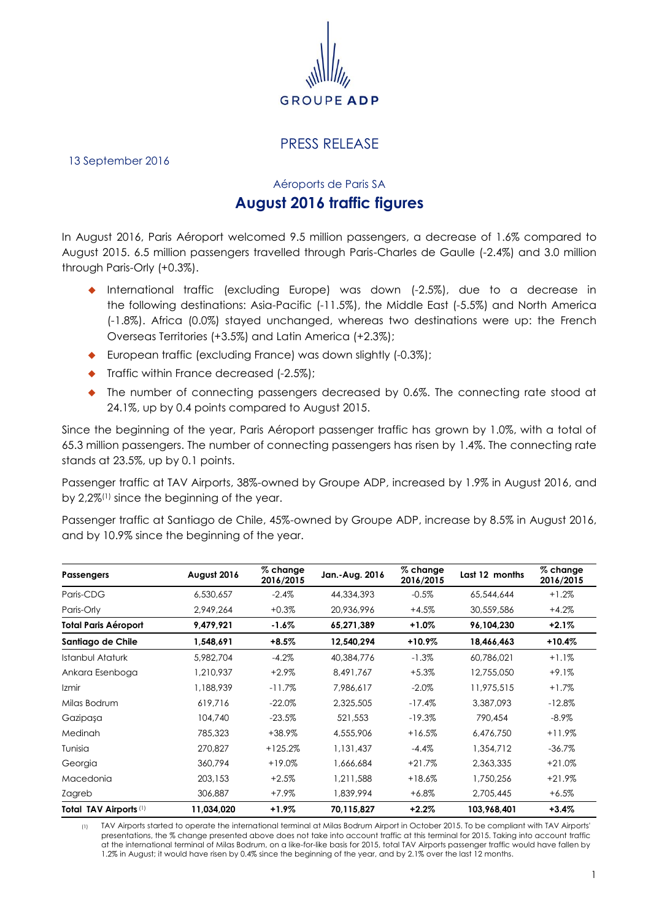GROUPE ADP

PRESS RELEASE

13 September 2016

Aéroports de Paris SA

# August 2016 traffic figures

In August 2016, Paris Aéroport welcomed 9.5 million passengers, a decrease of 1.6% compared to August 2015. 6.5 million passengers travelled through Paris-Charles de Gaulle (-2.4%) and 3.0 million through Paris-Orly (+0.3%).

- International traffic (excluding Europe) was down (-2.5%), due to a decrease in the following destinations: Asia-Pacific (-11.5%), the Middle East (-5.5%) and North America (-1.8%). Africa (0.0%) stayed unchanged, whereas two destinations were up: the French Overseas Territories (+3.5%) and Latin America (+2.3%);
- European traffic (excluding France) was down slightly (-0.3%);
- Traffic within France decreased (-2.5%);
- The number of connecting passengers decreased by 0.6%. The connecting rate stood at 24.1%, up by 0.4 points compared to August 2015.

Since the beginning of the year, Paris Aéroport passenger traffic has grown by 1.0%, with a total of 65.3 million passengers. The number of connecting passengers has risen by 1.4%. The connecting rate stands at 23.5%, up by 0.1 points.

Passenger traffic at TAV Airports, 38%-owned by Groupe ADP, increased by 1.9% in August 2016, and by 2,2%[1] since the beginning of the year.

Passenger traffic at Santiago de Chile, 45%-owned by Groupe ADP, increase by 8.5% in August 2016, and by 10.9% since the beginning of the year.

| Passengers | August 2016 | % change 2016/2015 | Jan.-Aug. 2016 | % change 2016/2015 | Last 12 months | % change 2016/2015 |
|---|---|---|---|---|---|---|
| Paris-CDG | 6,530,657 | -2.4% | 44,334,393 | -0.5% | 65,544,644 | +1.2% |
| Paris-Orly | 2,949,264 | +0.3% | 20,936,996 | +4.5% | 30,559,586 | +4.2% |
| **Total Paris Aéroport** | **9,479,921** | **-1.6%** | **65,271,389** | **+1.0%** | **96,104,230** | **+2.1%** |
| **Santiago de Chile** | **1,548,691** | **+8.5%** | **12,540,294** | **+10.9%** | **18,466,463** | **+10.4%** |
| Istanbul Ataturk | 5,982,704 | -4.2% | 40,384,776 | -1.3% | 60,786,021 | +1.1% |
| Ankara Esenboga | 1,210,937 | +2.9% | 8,491,767 | +5.3% | 12,755,050 | +9.1% |
| Izmir | 1,188,939 | -11.7% | 7,986,617 | -2.0% | 11,975,515 | +1.7% |
| Milas Bodrum | 619,716 | -22.0% | 2,325,505 | -17.4% | 3,387,093 | -12.8% |
| Gazipaşa | 104,740 | -23.5% | 521,553 | -19.3% | 790,454 | -8.9% |
| Medinah | 785,323 | +38.9% | 4,555,906 | +16.5% | 6,476,750 | +11.9% |
| Tunisia | 270,827 | +125.2% | 1,131,437 | -4.4% | 1,354,712 | -36.7% |
| Georgia | 360,794 | +19.0% | 1,666,684 | +21.7% | 2,363,335 | +21.0% |
| Macedonia | 203,153 | +2.5% | 1,211,588 | +18.6% | 1,750,256 | +21.9% |
| Zagreb | 306,887 | +7.9% | 1,839,994 | +6.8% | 2,705,445 | +6.5% |
| **Total TAV Airports [1]** | **11,034,020** | **+1.9%** | **70,115,827** | **+2.2%** | **103,968,401** | **+3.4%** |

[1] TAV Airports started to operate the international terminal at Milas Bodrum Airport in October 2015. To be compliant with TAV Airports' presentations, the % change presented above does not take into account traffic at this terminal for 2015. Taking into account traffic at the international terminal of Milas Bodrum, on a like-for-like basis for 2015, total TAV Airports passenger traffic would have fallen by 1.2% in August; it would have risen by 0.4% since the beginning of the year, and by 2.1% over the last 12 months.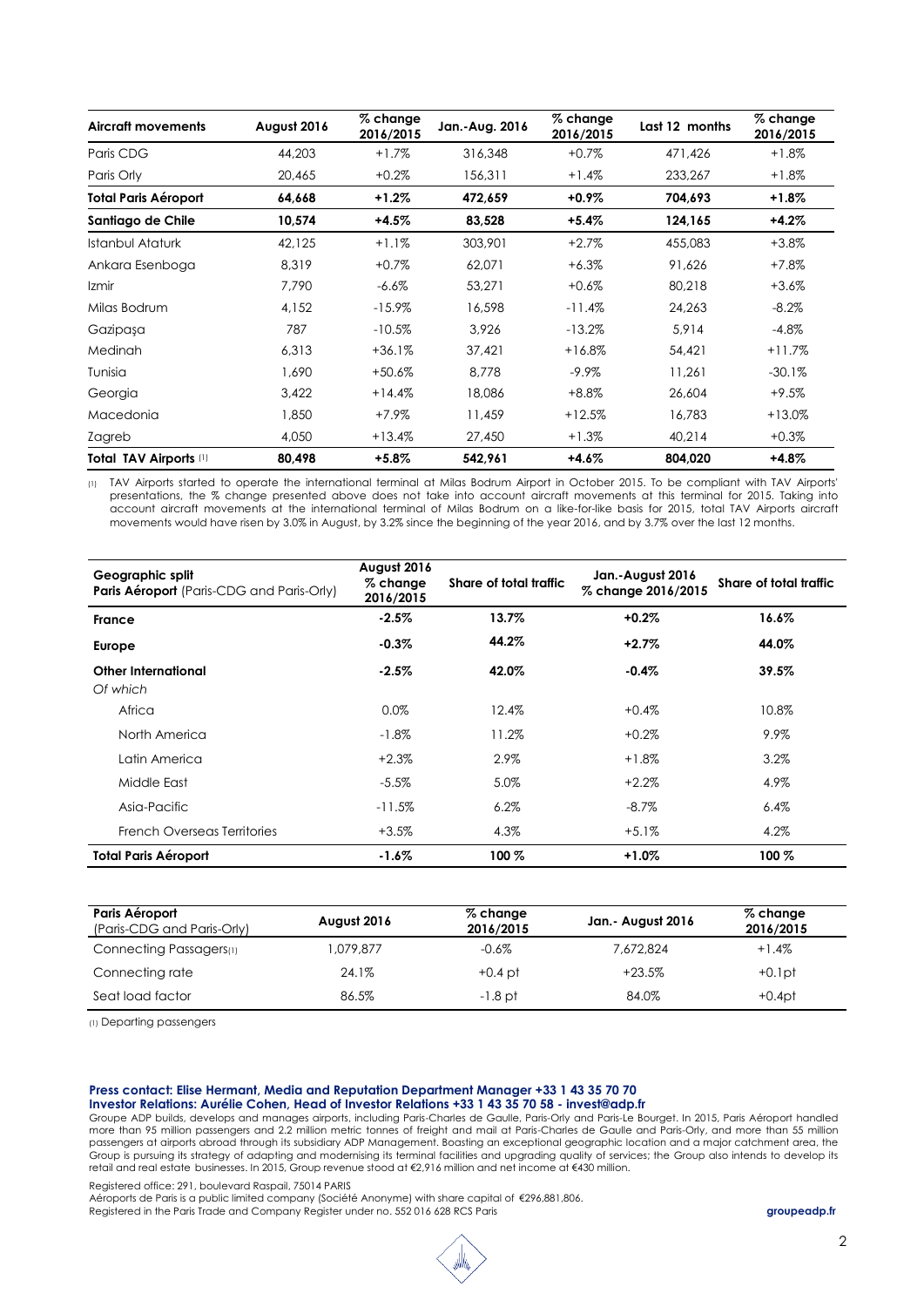| Aircraft movements | August 2016 | % change 2016/2015 | Jan.-Aug. 2016 | % change 2016/2015 | Last 12 months | % change 2016/2015 |
|---|---|---|---|---|---|---|
| Paris CDG | 44,203 | +1.7% | 316,348 | +0.7% | 471,426 | +1.8% |
| Paris Orly | 20,465 | +0.2% | 156,311 | +1.4% | 233,267 | +1.8% |
| **Total Paris Aéroport** | **64,668** | **+1.2%** | **472,659** | **+0.9%** | **704,693** | **+1.8%** |
| **Santiago de Chile** | **10,574** | **+4.5%** | **83,528** | **+5.4%** | **124,165** | **+4.2%** |
| Istanbul Ataturk | 42,125 | +1.1% | 303,901 | +2.7% | 455,083 | +3.8% |
| Ankara Esenboga | 8,319 | +0.7% | 62,071 | +6.3% | 91,626 | +7.8% |
| Izmir | 7,790 | -6.6% | 53,271 | +0.6% | 80,218 | +3.6% |
| Milas Bodrum | 4,152 | -15.9% | 16,598 | -11.4% | 24,263 | -8.2% |
| Gazipaşa | 787 | -10.5% | 3,926 | -13.2% | 5,914 | -4.8% |
| Medinah | 6,313 | +36.1% | 37,421 | +16.8% | 54,421 | +11.7% |
| Tunisia | 1,690 | +50.6% | 8,778 | -9.9% | 11,261 | -30.1% |
| Georgia | 3,422 | +14.4% | 18,086 | +8.8% | 26,604 | +9.5% |
| Macedonia | 1,850 | +7.9% | 11,459 | +12.5% | 16,783 | +13.0% |
| Zagreb | 4,050 | +13.4% | 27,450 | +1.3% | 40,214 | +0.3% |
| **Total TAV Airports** (1) | **80,498** | **+5.8%** | **542,961** | **+4.6%** | **804,020** | **+4.8%** |

(1) TAV Airports started to operate the international terminal at Milas Bodrum Airport in October 2015. To be compliant with TAV Airports' presentations, the % change presented above does not take into account aircraft movements at this terminal for 2015. Taking into account aircraft movements at the international terminal of Milas Bodrum on a like-for-like basis for 2015, total TAV Airports aircraft movements would have risen by 3.0% in August, by 3.2% since the beginning of the year 2016, and by 3.7% over the last 12 months.

| Geographic split **Paris Aéroport** (Paris-CDG and Paris-Orly) | August 2016 % change 2016/2015 | Share of total traffic | Jan.-August 2016 % change 2016/2015 | Share of total traffic |
|---|---|---|---|---|
| **France** | **-2.5%** | **13.7%** | **+0.2%** | **16.6%** |
| **Europe** | **-0.3%** | **44.2%** | **+2.7%** | **44.0%** |
| **Other International** | **-2.5%** | **42.0%** | **-0.4%** | **39.5%** |
| *Of which* | | | | |
| Africa | 0.0% | 12.4% | +0.4% | 10.8% |
| North America | -1.8% | 11.2% | +0.2% | 9.9% |
| Latin America | +2.3% | 2.9% | +1.8% | 3.2% |
| Middle East | -5.5% | 5.0% | +2.2% | 4.9% |
| Asia-Pacific | -11.5% | 6.2% | -8.7% | 6.4% |
| French Overseas Territories | +3.5% | 4.3% | +5.1% | 4.2% |
| **Total Paris Aéroport** | **-1.6%** | **100 %** | **+1.0%** | **100 %** |

| Paris Aéroport (Paris-CDG and Paris-Orly) | August 2016 | % change 2016/2015 | Jan.- August 2016 | % change 2016/2015 |
|---|---|---|---|---|
| Connecting Passengers(1) | 1,079,877 | -0.6% | 7,672,824 | +1.4% |
| Connecting rate | 24.1% | +0.4 pt | +23.5% | +0.1pt |
| Seat load factor | 86.5% | -1.8 pt | 84.0% | +0.4pt |

(1) Departing passengers

**Press contact: Elise Hermant, Media and Reputation Department Manager +33 1 43 35 70 70**
**Investor Relations: Aurélie Cohen, Head of Investor Relations +33 1 43 35 70 58 - invest@adp.fr**

Groupe ADP builds, develops and manages airports, including Paris-Charles de Gaulle, Paris-Orly and Paris-Le Bourget. In 2015, Paris Aéroport handled more than 95 million passengers and 2.2 million metric tonnes of freight and mail at Paris-Charles de Gaulle and Paris-Orly, and more than 55 million passengers at airports abroad through its subsidiary ADP Management. Boasting an exceptional geographic location and a major catchment area, the Group is pursuing its strategy of adapting and modernising its terminal facilities and upgrading quality of services; the Group also intends to develop its retail and real estate businesses. In 2015, Group revenue stood at €2,916 million and net income at €430 million.

Registered office: 291, boulevard Raspail, 75014 PARIS
Aéroports de Paris is a public limited company (Société Anonyme) with share capital of €296,881,806.
Registered in the Paris Trade and Company Register under no. 552 016 628 RCS Paris

**groupeadp.fr**